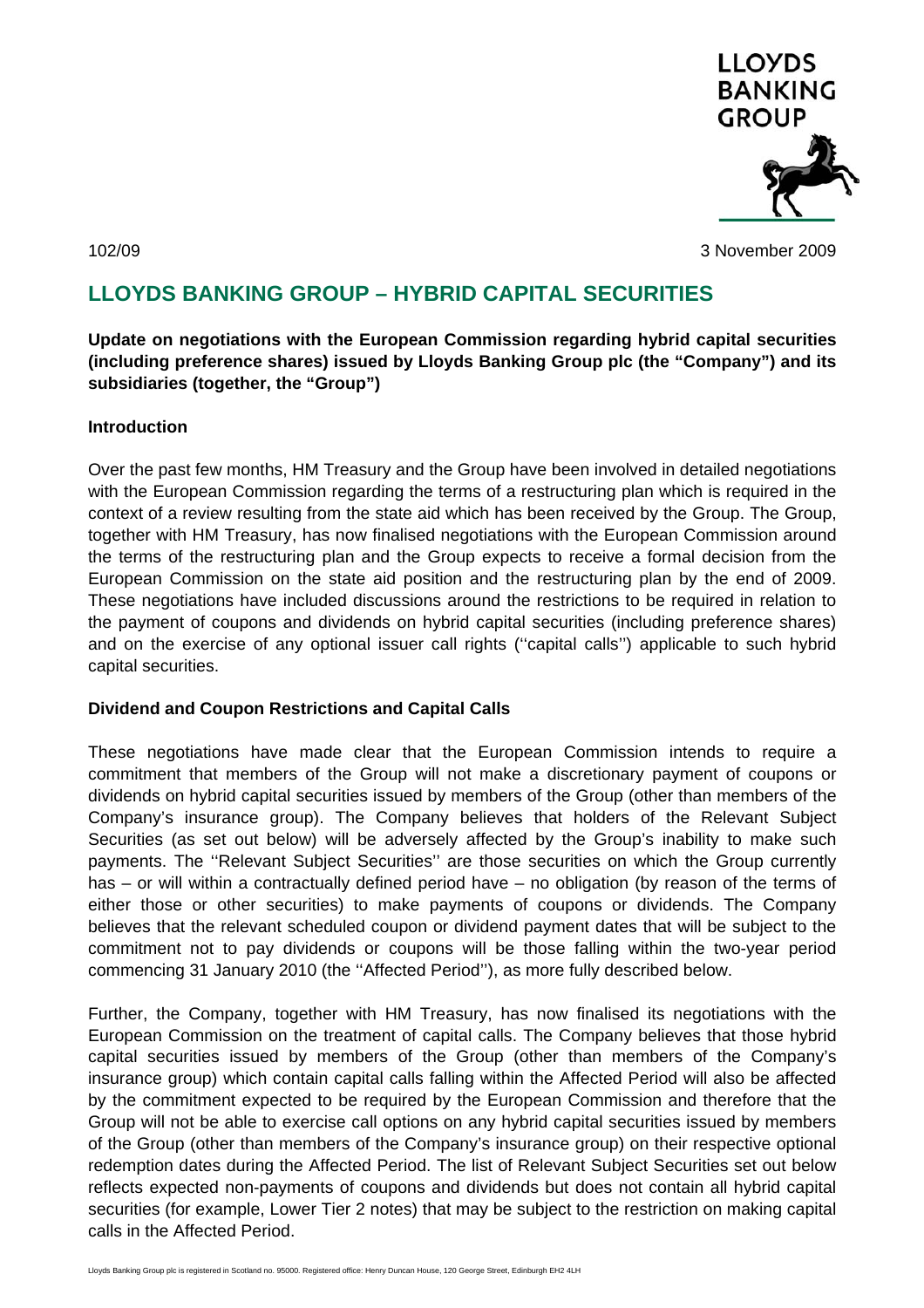102/09 3 November 2009

# LLOYDS BANKING GROUP – HYBRID CAPITAL SECURITIES

**Update on negotiations with the European Commission regarding hybrid capital securities (including preference shares) issued by Lloyds Banking Group plc (the "Company") and its subsidiaries (together, the "Group")**

**Introduction**

Over the past few months, HM Treasury and the Group have been involved in detailed negotiations with the European Commission regarding the terms of a restructuring plan which is required in the context of a review resulting from the state aid which has been received by the Group. The Group, together with HM Treasury, has now finalised negotiations with the European Commission around the terms of the restructuring plan and the Group expects to receive a formal decision from the European Commission on the state aid position and the restructuring plan by the end of 2009. These negotiations have included discussions around the restrictions to be required in relation to the payment of coupons and dividends on hybrid capital securities (including preference shares) and on the exercise of any optional issuer call rights (''capital calls'') applicable to such hybrid capital securities.

**Dividend and Coupon Restrictions and Capital Calls**

These negotiations have made clear that the European Commission intends to require a commitment that members of the Group will not make a discretionary payment of coupons or dividends on hybrid capital securities issued by members of the Group (other than members of the Company's insurance group). The Company believes that holders of the Relevant Subject Securities (as set out below) will be adversely affected by the Group's inability to make such payments. The ''Relevant Subject Securities'' are those securities on which the Group currently has – or will within a contractually defined period have – no obligation (by reason of the terms of either those or other securities) to make payments of coupons or dividends. The Company believes that the relevant scheduled coupon or dividend payment dates that will be subject to the commitment not to pay dividends or coupons will be those falling within the two-year period commencing 31 January 2010 (the ''Affected Period''), as more fully described below.

Further, the Company, together with HM Treasury, has now finalised its negotiations with the European Commission on the treatment of capital calls. The Company believes that those hybrid capital securities issued by members of the Group (other than members of the Company's insurance group) which contain capital calls falling within the Affected Period will also be affected by the commitment expected to be required by the European Commission and therefore that the Group will not be able to exercise call options on any hybrid capital securities issued by members of the Group (other than members of the Company's insurance group) on their respective optional redemption dates during the Affected Period. The list of Relevant Subject Securities set out below reflects expected non-payments of coupons and dividends but does not contain all hybrid capital securities (for example, Lower Tier 2 notes) that may be subject to the restriction on making capital calls in the Affected Period.

Lloyds Banking Group plc is registered in Scotland no. 95000. Registered office: Henry Duncan House, 120 George Street, Edinburgh EH2 4LH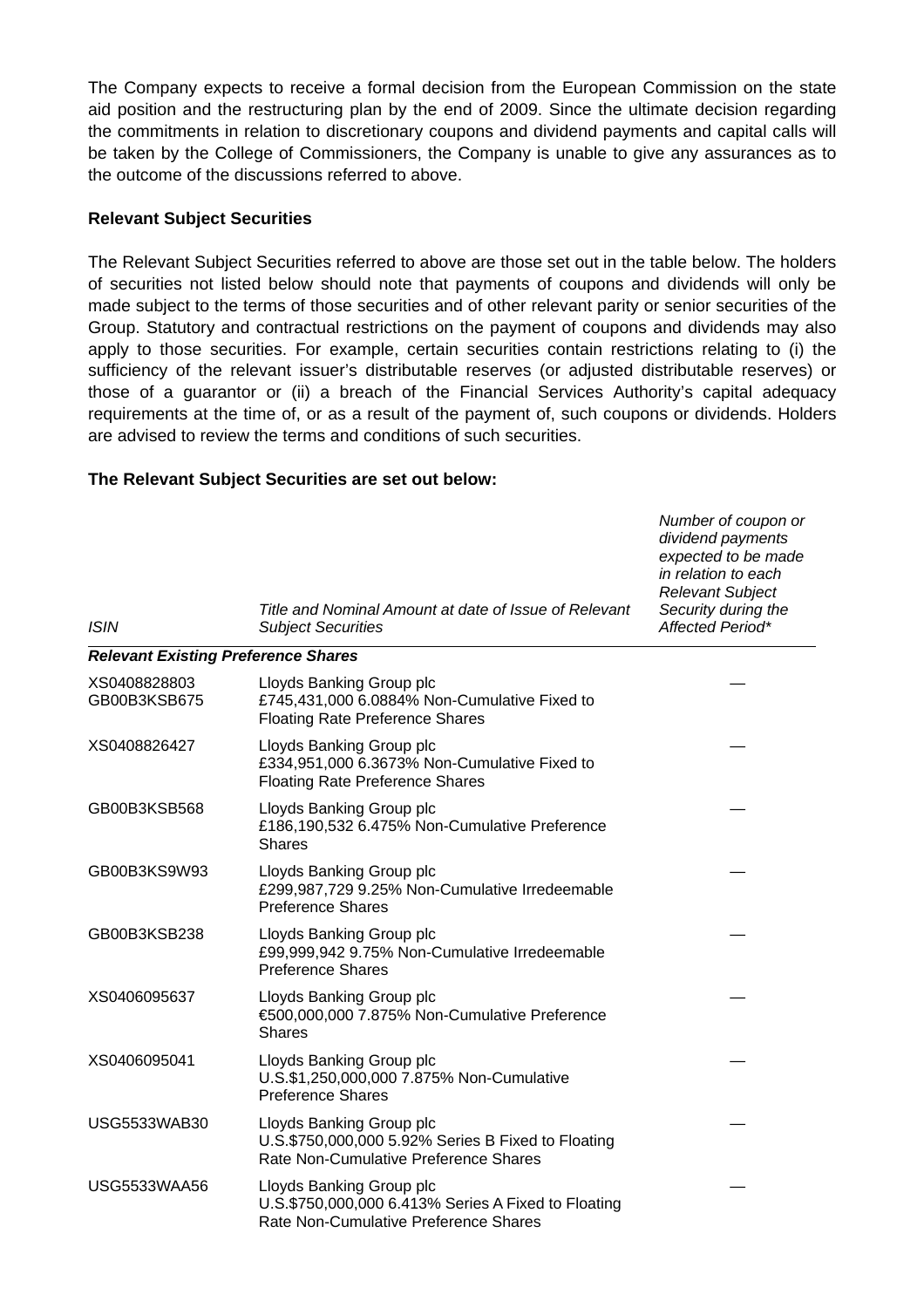The Company expects to receive a formal decision from the European Commission on the state aid position and the restructuring plan by the end of 2009. Since the ultimate decision regarding the commitments in relation to discretionary coupons and dividend payments and capital calls will be taken by the College of Commissioners, the Company is unable to give any assurances as to the outcome of the discussions referred to above.

**Relevant Subject Securities**

The Relevant Subject Securities referred to above are those set out in the table below. The holders of securities not listed below should note that payments of coupons and dividends will only be made subject to the terms of those securities and of other relevant parity or senior securities of the Group. Statutory and contractual restrictions on the payment of coupons and dividends may also apply to those securities. For example, certain securities contain restrictions relating to (i) the sufficiency of the relevant issuer's distributable reserves (or adjusted distributable reserves) or those of a guarantor or (ii) a breach of the Financial Services Authority's capital adequacy requirements at the time of, or as a result of the payment of, such coupons or dividends. Holders are advised to review the terms and conditions of such securities.

**The Relevant Subject Securities are set out below:**

| *ISIN* | *Title and Nominal Amount at date of Issue of Relevant Subject Securities* | *Number of coupon or dividend payments expected to be made in relation to each Relevant Subject Security during the Affected Period\** |
|---|---|---|
| ***Relevant Existing Preference Shares*** | | |
| XS0408828803 GB00B3KSB675 | Lloyds Banking Group plc £745,431,000 6.0884% Non-Cumulative Fixed to Floating Rate Preference Shares | — |
| XS0408826427 | Lloyds Banking Group plc £334,951,000 6.3673% Non-Cumulative Fixed to Floating Rate Preference Shares | — |
| GB00B3KSB568 | Lloyds Banking Group plc £186,190,532 6.475% Non-Cumulative Preference Shares | — |
| GB00B3KS9W93 | Lloyds Banking Group plc £299,987,729 9.25% Non-Cumulative Irredeemable Preference Shares | — |
| GB00B3KSB238 | Lloyds Banking Group plc £99,999,942 9.75% Non-Cumulative Irredeemable Preference Shares | — |
| XS0406095637 | Lloyds Banking Group plc €500,000,000 7.875% Non-Cumulative Preference Shares | — |
| XS0406095041 | Lloyds Banking Group plc U.S.$1,250,000,000 7.875% Non-Cumulative Preference Shares | — |
| USG5533WAB30 | Lloyds Banking Group plc U.S.$750,000,000 5.92% Series B Fixed to Floating Rate Non-Cumulative Preference Shares | — |
| USG5533WAA56 | Lloyds Banking Group plc U.S.$750,000,000 6.413% Series A Fixed to Floating Rate Non-Cumulative Preference Shares | — |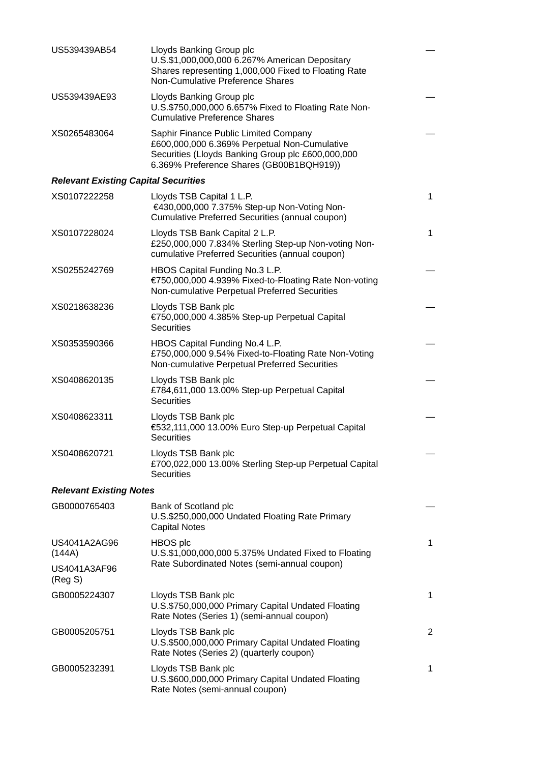| | | |
|---|---|---|
| US539439AB54 | Lloyds Banking Group plc<br>U.S.$1,000,000,000 6.267% American Depositary Shares representing 1,000,000 Fixed to Floating Rate Non-Cumulative Preference Shares | — |
| US539439AE93 | Lloyds Banking Group plc<br>U.S.$750,000,000 6.657% Fixed to Floating Rate Non-Cumulative Preference Shares | — |
| XS0265483064 | Saphir Finance Public Limited Company<br>£600,000,000 6.369% Perpetual Non-Cumulative Securities (Lloyds Banking Group plc £600,000,000 6.369% Preference Shares (GB00B1BQH919)) | — |
| ***Relevant Existing Capital Securities*** | | |
| XS0107222258 | Lloyds TSB Capital 1 L.P.<br>€430,000,000 7.375% Step-up Non-Voting Non-Cumulative Preferred Securities (annual coupon) | 1 |
| XS0107228024 | Lloyds TSB Bank Capital 2 L.P.<br>£250,000,000 7.834% Sterling Step-up Non-voting Non-cumulative Preferred Securities (annual coupon) | 1 |
| XS0255242769 | HBOS Capital Funding No.3 L.P.<br>€750,000,000 4.939% Fixed-to-Floating Rate Non-voting Non-cumulative Perpetual Preferred Securities | — |
| XS0218638236 | Lloyds TSB Bank plc<br>€750,000,000 4.385% Step-up Perpetual Capital Securities | — |
| XS0353590366 | HBOS Capital Funding No.4 L.P.<br>£750,000,000 9.54% Fixed-to-Floating Rate Non-Voting Non-cumulative Perpetual Preferred Securities | — |
| XS0408620135 | Lloyds TSB Bank plc<br>£784,611,000 13.00% Step-up Perpetual Capital Securities | — |
| XS0408623311 | Lloyds TSB Bank plc<br>€532,111,000 13.00% Euro Step-up Perpetual Capital Securities | — |
| XS0408620721 | Lloyds TSB Bank plc<br>£700,022,000 13.00% Sterling Step-up Perpetual Capital Securities | — |
| ***Relevant Existing Notes*** | | |
| GB0000765403 | Bank of Scotland plc<br>U.S.$250,000,000 Undated Floating Rate Primary Capital Notes | — |
| US4041A2AG96 (144A)<br>US4041A3AF96 (Reg S) | HBOS plc<br>U.S.$1,000,000,000 5.375% Undated Fixed to Floating Rate Subordinated Notes (semi-annual coupon) | 1 |
| GB0005224307 | Lloyds TSB Bank plc<br>U.S.$750,000,000 Primary Capital Undated Floating Rate Notes (Series 1) (semi-annual coupon) | 1 |
| GB0005205751 | Lloyds TSB Bank plc<br>U.S.$500,000,000 Primary Capital Undated Floating Rate Notes (Series 2) (quarterly coupon) | 2 |
| GB0005232391 | Lloyds TSB Bank plc<br>U.S.$600,000,000 Primary Capital Undated Floating Rate Notes (semi-annual coupon) | 1 |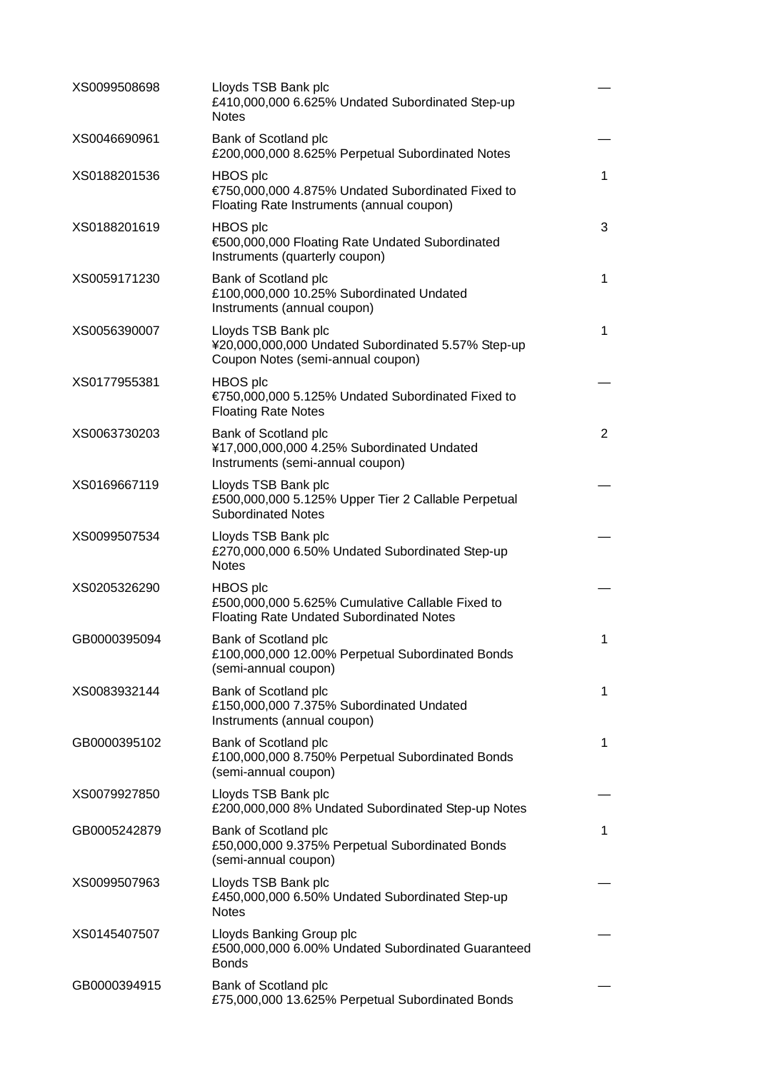| | | |
|---|---|---|
| XS0099508698 | Lloyds TSB Bank plc<br>£410,000,000 6.625% Undated Subordinated Step-up Notes | — |
| XS0046690961 | Bank of Scotland plc<br>£200,000,000 8.625% Perpetual Subordinated Notes | — |
| XS0188201536 | HBOS plc<br>€750,000,000 4.875% Undated Subordinated Fixed to Floating Rate Instruments (annual coupon) | 1 |
| XS0188201619 | HBOS plc<br>€500,000,000 Floating Rate Undated Subordinated Instruments (quarterly coupon) | 3 |
| XS0059171230 | Bank of Scotland plc<br>£100,000,000 10.25% Subordinated Undated Instruments (annual coupon) | 1 |
| XS0056390007 | Lloyds TSB Bank plc<br>¥20,000,000,000 Undated Subordinated 5.57% Step-up Coupon Notes (semi-annual coupon) | 1 |
| XS0177955381 | HBOS plc<br>€750,000,000 5.125% Undated Subordinated Fixed to Floating Rate Notes | — |
| XS0063730203 | Bank of Scotland plc<br>¥17,000,000,000 4.25% Subordinated Undated Instruments (semi-annual coupon) | 2 |
| XS0169667119 | Lloyds TSB Bank plc<br>£500,000,000 5.125% Upper Tier 2 Callable Perpetual Subordinated Notes | — |
| XS0099507534 | Lloyds TSB Bank plc<br>£270,000,000 6.50% Undated Subordinated Step-up Notes | — |
| XS0205326290 | HBOS plc<br>£500,000,000 5.625% Cumulative Callable Fixed to Floating Rate Undated Subordinated Notes | — |
| GB0000395094 | Bank of Scotland plc<br>£100,000,000 12.00% Perpetual Subordinated Bonds (semi-annual coupon) | 1 |
| XS0083932144 | Bank of Scotland plc<br>£150,000,000 7.375% Subordinated Undated Instruments (annual coupon) | 1 |
| GB0000395102 | Bank of Scotland plc<br>£100,000,000 8.750% Perpetual Subordinated Bonds (semi-annual coupon) | 1 |
| XS0079927850 | Lloyds TSB Bank plc<br>£200,000,000 8% Undated Subordinated Step-up Notes | — |
| GB0005242879 | Bank of Scotland plc<br>£50,000,000 9.375% Perpetual Subordinated Bonds (semi-annual coupon) | 1 |
| XS0099507963 | Lloyds TSB Bank plc<br>£450,000,000 6.50% Undated Subordinated Step-up Notes | — |
| XS0145407507 | Lloyds Banking Group plc<br>£500,000,000 6.00% Undated Subordinated Guaranteed Bonds | — |
| GB0000394915 | Bank of Scotland plc<br>£75,000,000 13.625% Perpetual Subordinated Bonds | — |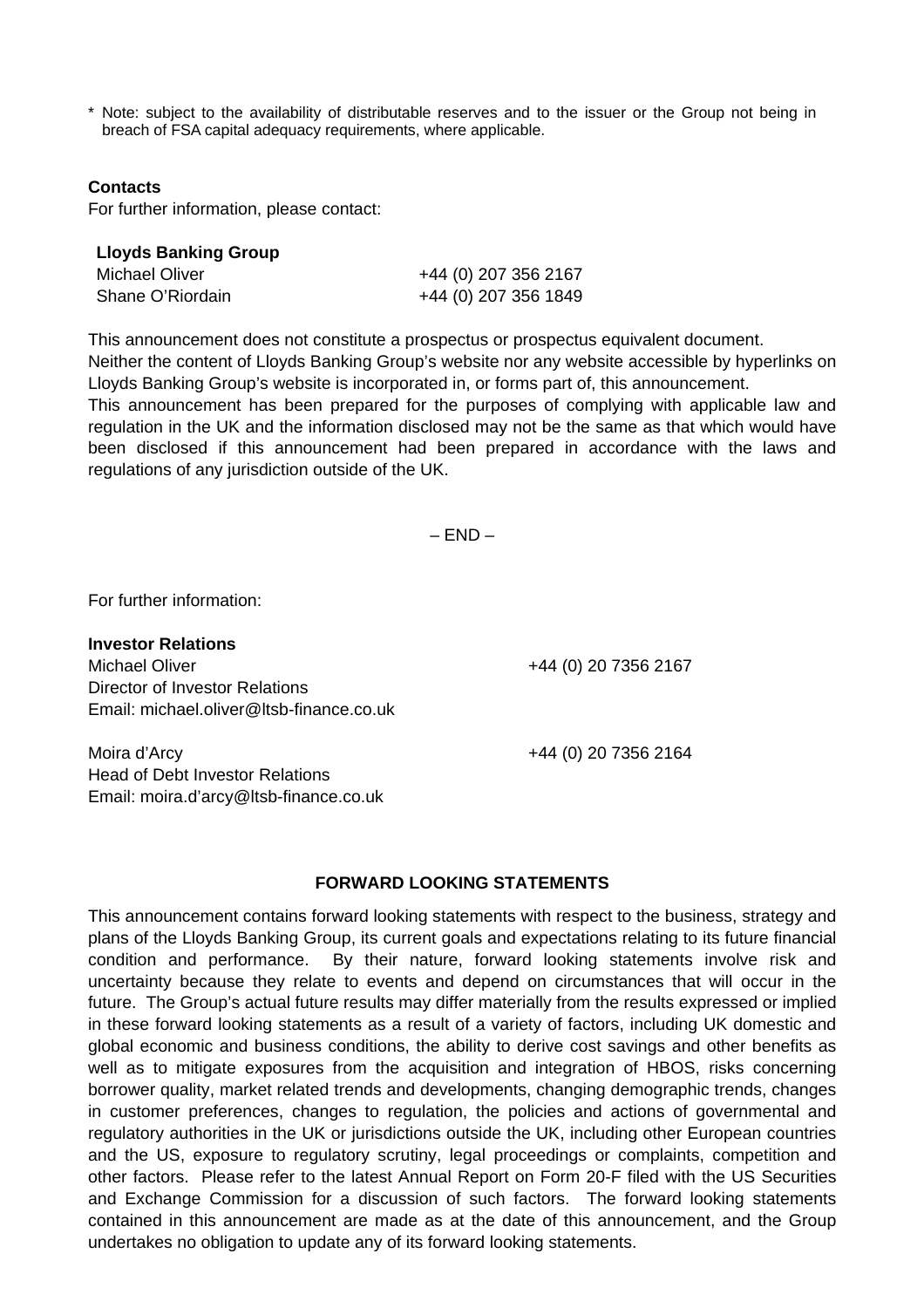\* Note: subject to the availability of distributable reserves and to the issuer or the Group not being in breach of FSA capital adequacy requirements, where applicable.

**Contacts**

For further information, please contact:

| | |
|---|---|
| **Lloyds Banking Group** | |
| Michael Oliver | +44 (0) 207 356 2167 |
| Shane O'Riordain | +44 (0) 207 356 1849 |

This announcement does not constitute a prospectus or prospectus equivalent document.

Neither the content of Lloyds Banking Group's website nor any website accessible by hyperlinks on Lloyds Banking Group's website is incorporated in, or forms part of, this announcement.

This announcement has been prepared for the purposes of complying with applicable law and regulation in the UK and the information disclosed may not be the same as that which would have been disclosed if this announcement had been prepared in accordance with the laws and regulations of any jurisdiction outside of the UK.

– END –

For further information:

**Investor Relations**

| | |
|---|---|
| Michael Oliver<br>Director of Investor Relations<br>Email: michael.oliver@ltsb-finance.co.uk | +44 (0) 20 7356 2167 |
| Moira d'Arcy<br>Head of Debt Investor Relations<br>Email: moira.d'arcy@ltsb-finance.co.uk | +44 (0) 20 7356 2164 |

**FORWARD LOOKING STATEMENTS**

This announcement contains forward looking statements with respect to the business, strategy and plans of the Lloyds Banking Group, its current goals and expectations relating to its future financial condition and performance. By their nature, forward looking statements involve risk and uncertainty because they relate to events and depend on circumstances that will occur in the future. The Group's actual future results may differ materially from the results expressed or implied in these forward looking statements as a result of a variety of factors, including UK domestic and global economic and business conditions, the ability to derive cost savings and other benefits as well as to mitigate exposures from the acquisition and integration of HBOS, risks concerning borrower quality, market related trends and developments, changing demographic trends, changes in customer preferences, changes to regulation, the policies and actions of governmental and regulatory authorities in the UK or jurisdictions outside the UK, including other European countries and the US, exposure to regulatory scrutiny, legal proceedings or complaints, competition and other factors. Please refer to the latest Annual Report on Form 20-F filed with the US Securities and Exchange Commission for a discussion of such factors. The forward looking statements contained in this announcement are made as at the date of this announcement, and the Group undertakes no obligation to update any of its forward looking statements.